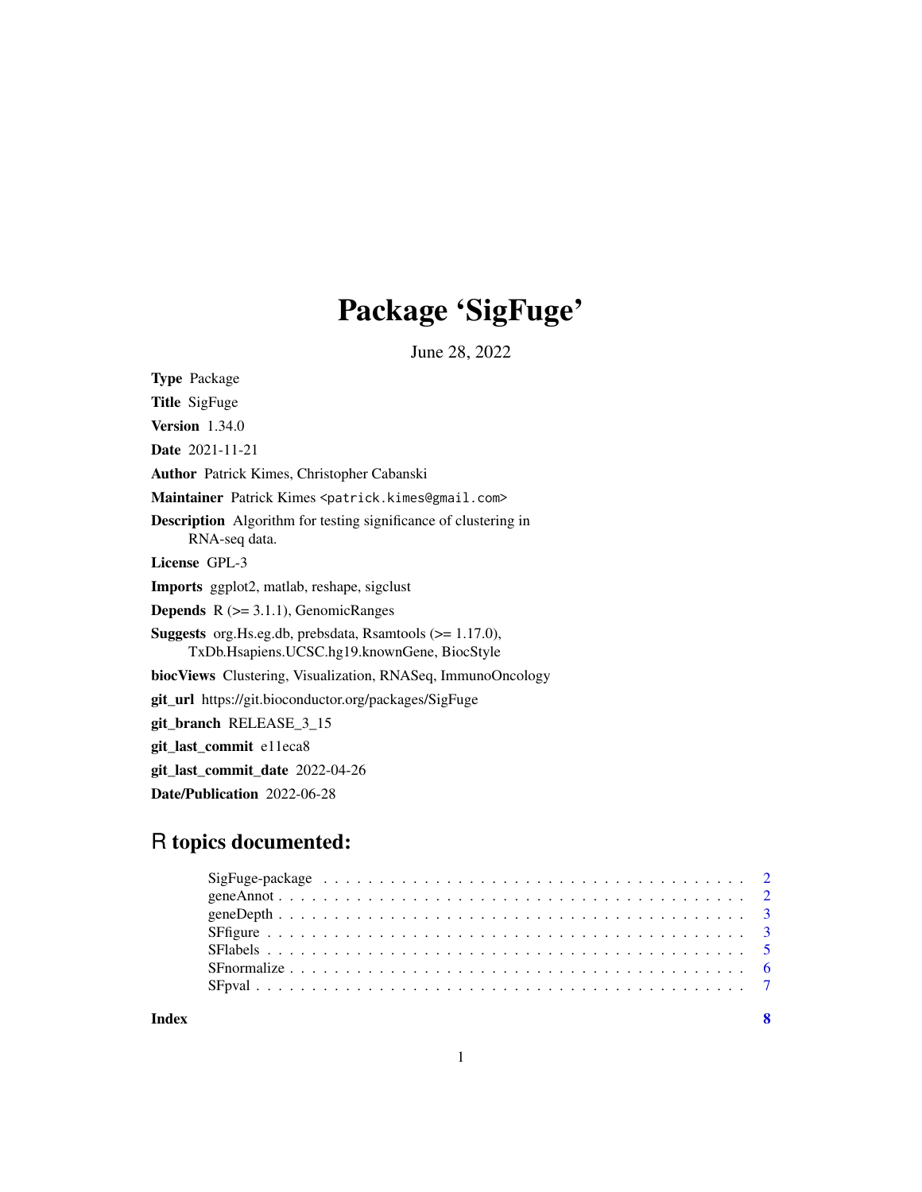# Package 'SigFuge'

June 28, 2022

**Type** Package

**Title** SigFuge

**Version** 1.34.0

**Date** 2021-11-21

**Author** Patrick Kimes, Christopher Cabanski

**Maintainer** Patrick Kimes <patrick.kimes@gmail.com>

**Description** Algorithm for testing significance of clustering in RNA-seq data.

**License** GPL-3

**Imports** ggplot2, matlab, reshape, sigclust

**Depends** R (>= 3.1.1), GenomicRanges

**Suggests** org.Hs.eg.db, prebsdata, Rsamtools (>= 1.17.0), TxDb.Hsapiens.UCSC.hg19.knownGene, BiocStyle

**biocViews** Clustering, Visualization, RNASeq, ImmunoOncology

**git_url** https://git.bioconductor.org/packages/SigFuge

**git_branch** RELEASE_3_15

**git_last_commit** e11eca8

**git_last_commit_date** 2022-04-26

**Date/Publication** 2022-06-28

## R topics documented:

- SigFuge-package . . . . . . . . . . . . . . . . . . . . . . . . . . . . . . . . . . . . 2
- geneAnnot . . . . . . . . . . . . . . . . . . . . . . . . . . . . . . . . . . . . . . . . 2
- geneDepth . . . . . . . . . . . . . . . . . . . . . . . . . . . . . . . . . . . . . . . . 3
- SFfigure . . . . . . . . . . . . . . . . . . . . . . . . . . . . . . . . . . . . . . . . . 3
- SFlabels . . . . . . . . . . . . . . . . . . . . . . . . . . . . . . . . . . . . . . . . . 5
- SFnormalize . . . . . . . . . . . . . . . . . . . . . . . . . . . . . . . . . . . . . . . 6
- SFpval . . . . . . . . . . . . . . . . . . . . . . . . . . . . . . . . . . . . . . . . . . 7

**Index** 8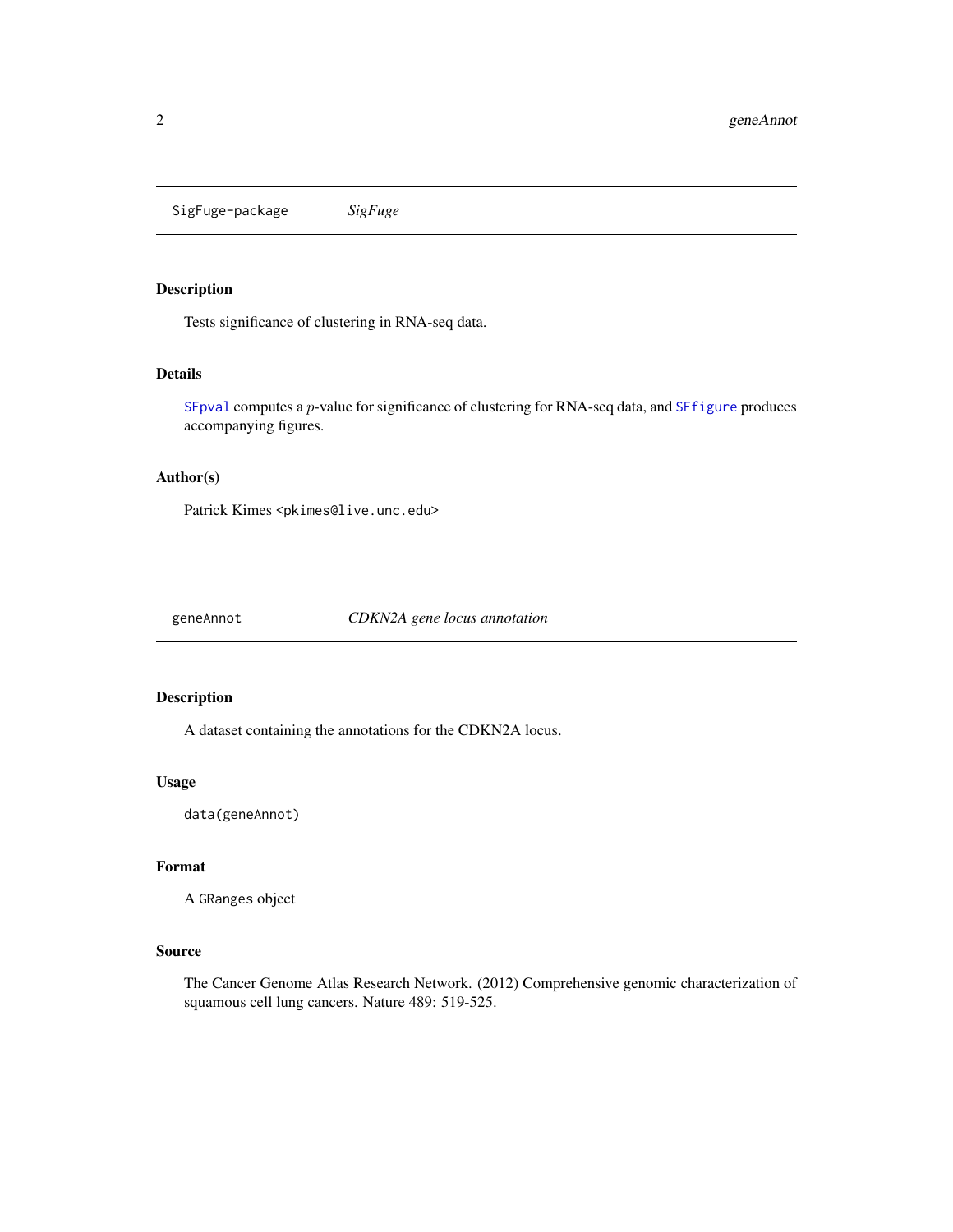## SigFuge-package *SigFuge*

### Description

Tests significance of clustering in RNA-seq data.

### Details

SFpval computes a $p$-value for significance of clustering for RNA-seq data, and SFfigure produces accompanying figures.

### Author(s)

Patrick Kimes <pkimes@live.unc.edu>

## geneAnnot *CDKN2A gene locus annotation*

### Description

A dataset containing the annotations for the CDKN2A locus.

### Usage

```
data(geneAnnot)
```

### Format

A GRanges object

### Source

The Cancer Genome Atlas Research Network. (2012) Comprehensive genomic characterization of squamous cell lung cancers. Nature 489: 519-525.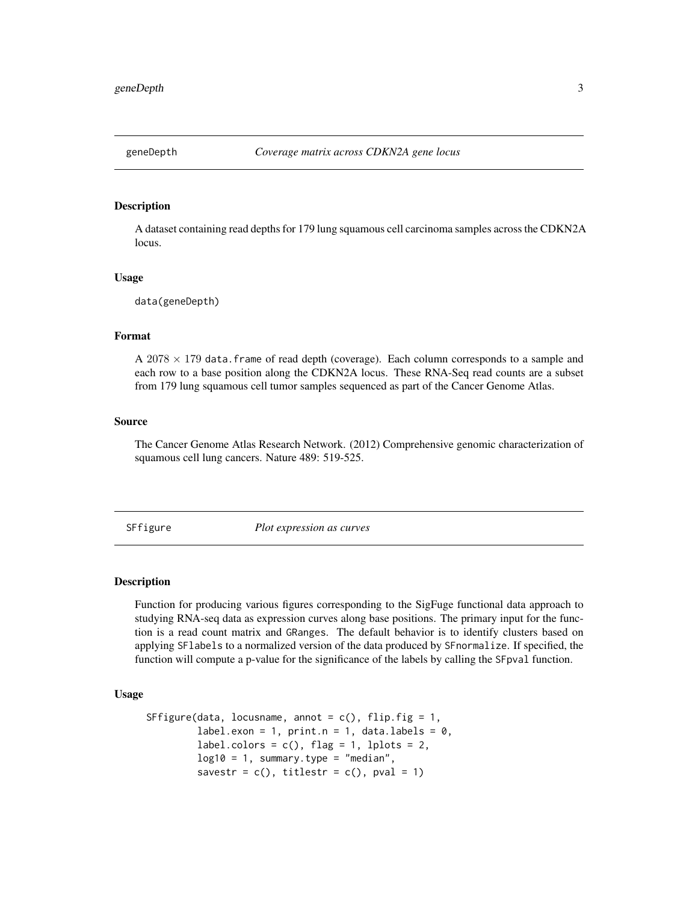## geneDepth — *Coverage matrix across CDKN2A gene locus*

### Description

A dataset containing read depths for 179 lung squamous cell carcinoma samples across the CDKN2A locus.

### Usage

```
data(geneDepth)
```

### Format

A $2078 \times 179$ `data.frame` of read depth (coverage). Each column corresponds to a sample and each row to a base position along the CDKN2A locus. These RNA-Seq read counts are a subset from 179 lung squamous cell tumor samples sequenced as part of the Cancer Genome Atlas.

### Source

The Cancer Genome Atlas Research Network. (2012) Comprehensive genomic characterization of squamous cell lung cancers. Nature 489: 519-525.

## SFfigure — *Plot expression as curves*

### Description

Function for producing various figures corresponding to the SigFuge functional data approach to studying RNA-seq data as expression curves along base positions. The primary input for the function is a read count matrix and `GRanges`. The default behavior is to identify clusters based on applying `SFlabels` to a normalized version of the data produced by `SFnormalize`. If specified, the function will compute a p-value for the significance of the labels by calling the `SFpval` function.

### Usage

```
SFfigure(data, locusname, annot = c(), flip.fig = 1,
         label.exon = 1, print.n = 1, data.labels = 0,
         label.colors = c(), flag = 1, lplots = 2,
         log10 = 1, summary.type = "median",
         savestr = c(), titlestr = c(), pval = 1)
```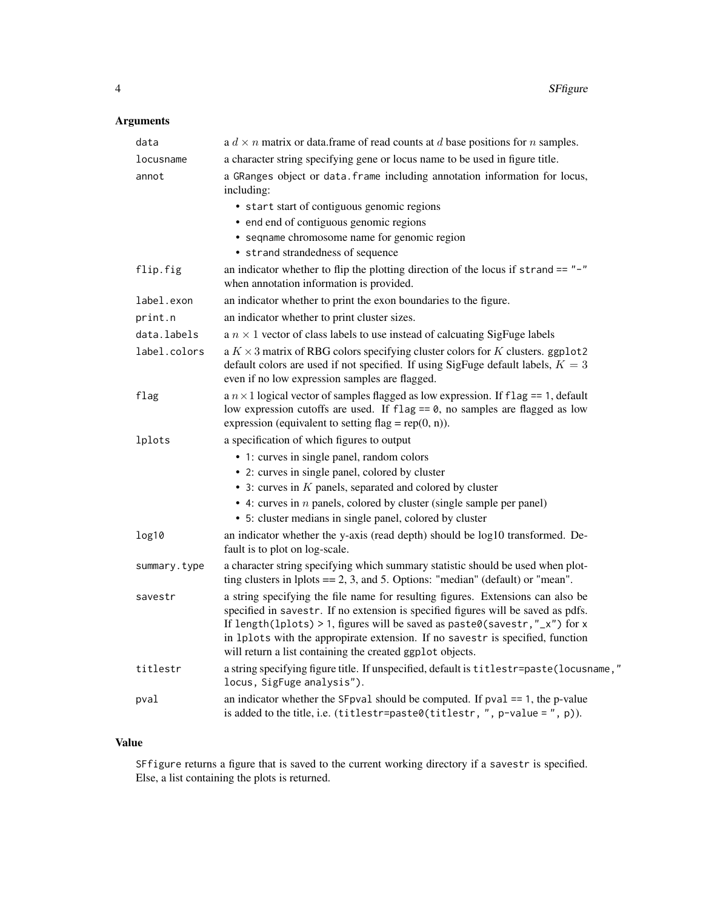## Arguments

| | |
|---|---|
| `data` | a $d \times n$ matrix or data.frame of read counts at $d$ base positions for $n$ samples. |
| `locusname` | a character string specifying gene or locus name to be used in figure title. |
| `annot` | a `GRanges` object or `data.frame` including annotation information for locus, including: <br>• `start` start of contiguous genomic regions <br>• `end` end of contiguous genomic regions <br>• `seqname` chromosome name for genomic region <br>• `strand` strandedness of sequence |
| `flip.fig` | an indicator whether to flip the plotting direction of the locus if `strand == "-"` when annotation information is provided. |
| `label.exon` | an indicator whether to print the exon boundaries to the figure. |
| `print.n` | an indicator whether to print cluster sizes. |
| `data.labels` | a $n \times 1$ vector of class labels to use instead of calcuating SigFuge labels |
| `label.colors` | a $K \times 3$ matrix of RBG colors specifying cluster colors for $K$ clusters. `ggplot2` default colors are used if not specified. If using SigFuge default labels, $K = 3$ even if no low expression samples are flagged. |
| `flag` | a $n \times 1$ logical vector of samples flagged as low expression. If `flag == 1`, default low expression cutoffs are used. If `flag == 0`, no samples are flagged as low expression (equivalent to setting flag = rep(0, n)). |
| `lplots` | a specification of which figures to output <br>• `1`: curves in single panel, random colors <br>• `2`: curves in single panel, colored by cluster <br>• `3`: curves in $K$ panels, separated and colored by cluster <br>• `4`: curves in $n$ panels, colored by cluster (single sample per panel) <br>• `5`: cluster medians in single panel, colored by cluster |
| `log10` | an indicator whether the y-axis (read depth) should be log10 transformed. Default is to plot on log-scale. |
| `summary.type` | a character string specifying which summary statistic should be used when plotting clusters in lplots == 2, 3, and 5. Options: "median" (default) or "mean". |
| `savestr` | a string specifying the file name for resulting figures. Extensions can also be specified in `savestr`. If no extension is specified figures will be saved as pdfs. If `length(lplots) > 1`, figures will be saved as `paste0(savestr,"_x")` for `x` in `lplots` with the appropirate extension. If no `savestr` is specified, function will return a list containing the created `ggplot` objects. |
| `titlestr` | a string specifying figure title. If unspecified, default is `titlestr=paste(locusname," locus, SigFuge analysis")`. |
| `pval` | an indicator whether the `SFpval` should be computed. If `pval == 1`, the p-value is added to the title, i.e. (`titlestr=paste0(titlestr, ", p-value = ", p)`). |

## Value

`SFfigure` returns a figure that is saved to the current working directory if a `savestr` is specified. Else, a list containing the plots is returned.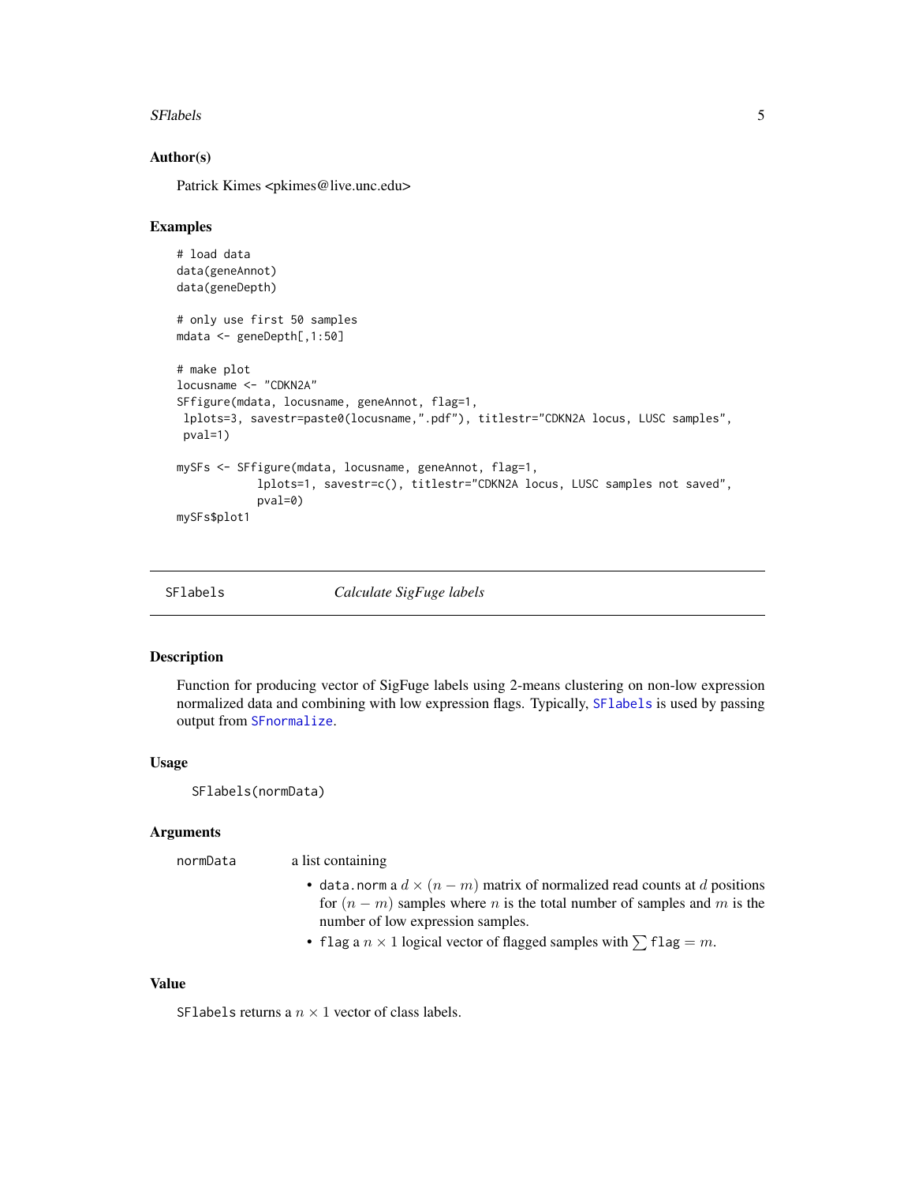### Author(s)

Patrick Kimes <pkimes@live.unc.edu>

### Examples

```
# load data
data(geneAnnot)
data(geneDepth)

# only use first 50 samples
mdata <- geneDepth[,1:50]

# make plot
locusname <- "CDKN2A"
SFfigure(mdata, locusname, geneAnnot, flag=1,
 lplots=3, savestr=paste0(locusname,".pdf"), titlestr="CDKN2A locus, LUSC samples",
 pval=1)

mySFs <- SFfigure(mdata, locusname, geneAnnot, flag=1,
            lplots=1, savestr=c(), titlestr="CDKN2A locus, LUSC samples not saved",
            pval=0)
mySFs$plot1
```

---

## SFlabels — *Calculate SigFuge labels*

---

### Description

Function for producing vector of SigFuge labels using 2-means clustering on non-low expression normalized data and combining with low expression flags. Typically, `SFlabels` is used by passing output from `SFnormalize`.

### Usage

```
SFlabels(normData)
```

### Arguments

normData — a list containing

- `data.norm` a $d \times (n - m)$ matrix of normalized read counts at $d$ positions for $(n - m)$ samples where $n$ is the total number of samples and $m$ is the number of low expression samples.
- `flag` a $n \times 1$ logical vector of flagged samples with $\sum$ `flag` $= m$.

### Value

`SFlabels` returns a $n \times 1$ vector of class labels.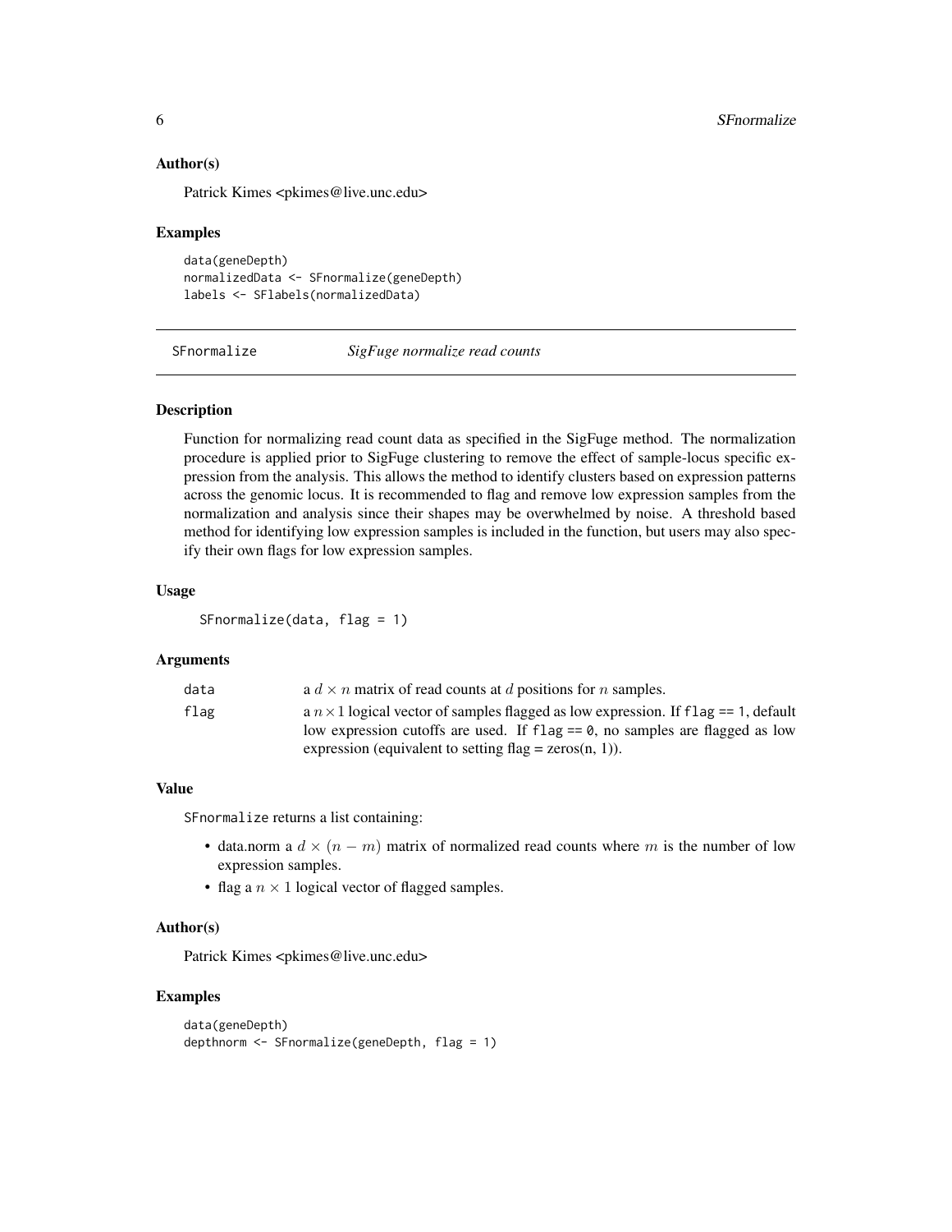### Author(s)

Patrick Kimes <pkimes@live.unc.edu>

### Examples

```
data(geneDepth)
normalizedData <- SFnormalize(geneDepth)
labels <- SFlabels(normalizedData)
```

## SFnormalize *SigFuge normalize read counts*

### Description

Function for normalizing read count data as specified in the SigFuge method. The normalization procedure is applied prior to SigFuge clustering to remove the effect of sample-locus specific expression from the analysis. This allows the method to identify clusters based on expression patterns across the genomic locus. It is recommended to flag and remove low expression samples from the normalization and analysis since their shapes may be overwhelmed by noise. A threshold based method for identifying low expression samples is included in the function, but users may also specify their own flags for low expression samples.

### Usage

```
SFnormalize(data, flag = 1)
```

### Arguments

| | |
|---|---|
| data | a $d \times n$ matrix of read counts at $d$ positions for $n$ samples. |
| flag | a $n \times 1$ logical vector of samples flagged as low expression. If `flag == 1`, default low expression cutoffs are used. If `flag == 0`, no samples are flagged as low expression (equivalent to setting flag = zeros(n, 1)). |

### Value

SFnormalize returns a list containing:

- data.norm a $d \times (n - m)$ matrix of normalized read counts where $m$ is the number of low expression samples.
- flag a $n \times 1$ logical vector of flagged samples.

### Author(s)

Patrick Kimes <pkimes@live.unc.edu>

### Examples

```
data(geneDepth)
depthnorm <- SFnormalize(geneDepth, flag = 1)
```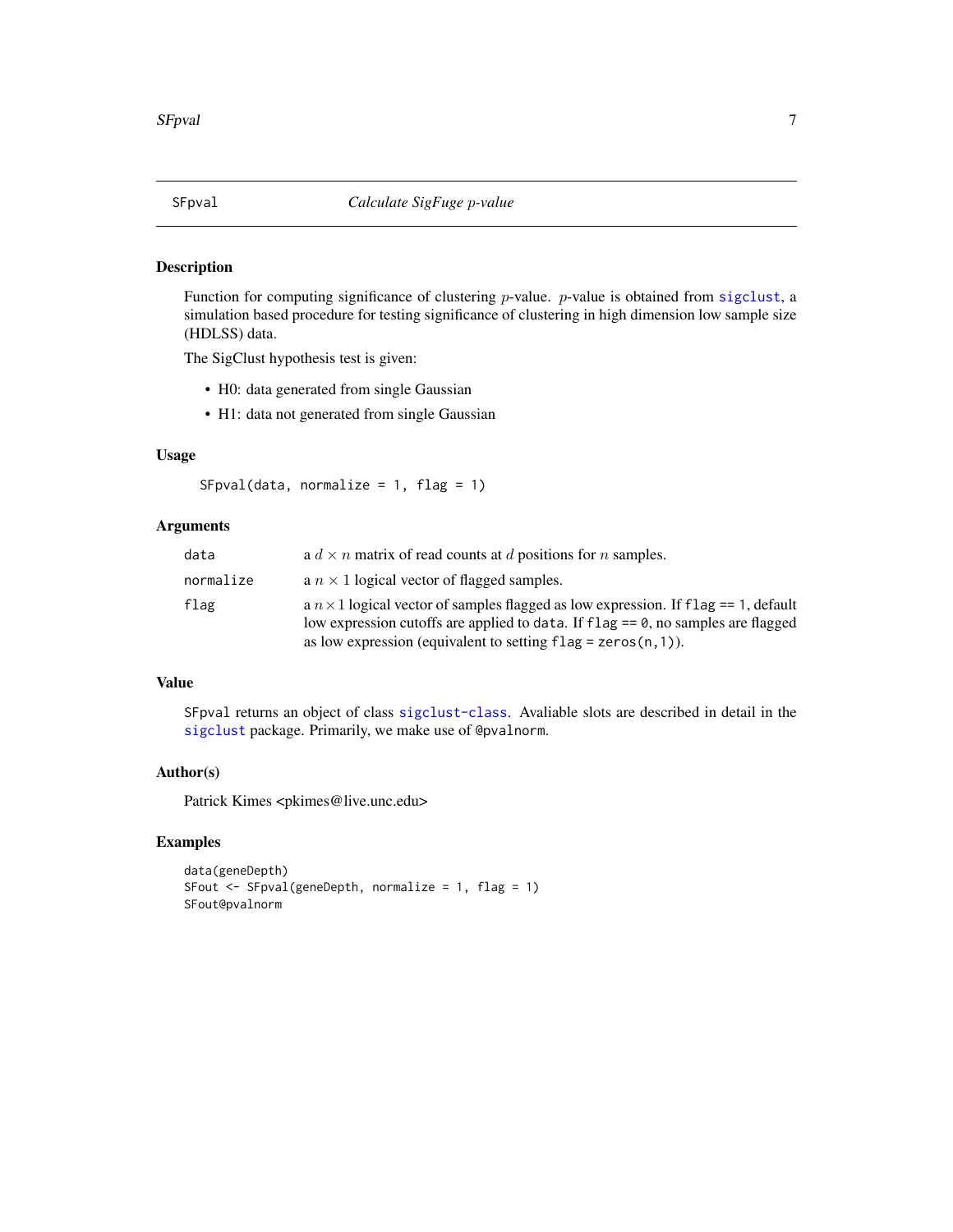# SFpval — *Calculate SigFuge p-value*

## Description

Function for computing significance of clustering $p$-value. $p$-value is obtained from sigclust, a simulation based procedure for testing significance of clustering in high dimension low sample size (HDLSS) data.

The SigClust hypothesis test is given:

- H0: data generated from single Gaussian
- H1: data not generated from single Gaussian

## Usage

```
SFpval(data, normalize = 1, flag = 1)
```

## Arguments

| | |
|---|---|
| data | a $d \times n$ matrix of read counts at $d$ positions for $n$ samples. |
| normalize | a $n \times 1$ logical vector of flagged samples. |
| flag | a $n \times 1$ logical vector of samples flagged as low expression. If `flag == 1`, default low expression cutoffs are applied to `data`. If `flag == 0`, no samples are flagged as low expression (equivalent to setting `flag = zeros(n,1)`). |

## Value

`SFpval` returns an object of class sigclust-class. Avaliable slots are described in detail in the sigclust package. Primarily, we make use of `@pvalnorm`.

## Author(s)

Patrick Kimes <pkimes@live.unc.edu>

## Examples

```
data(geneDepth)
SFout <- SFpval(geneDepth, normalize = 1, flag = 1)
SFout@pvalnorm
```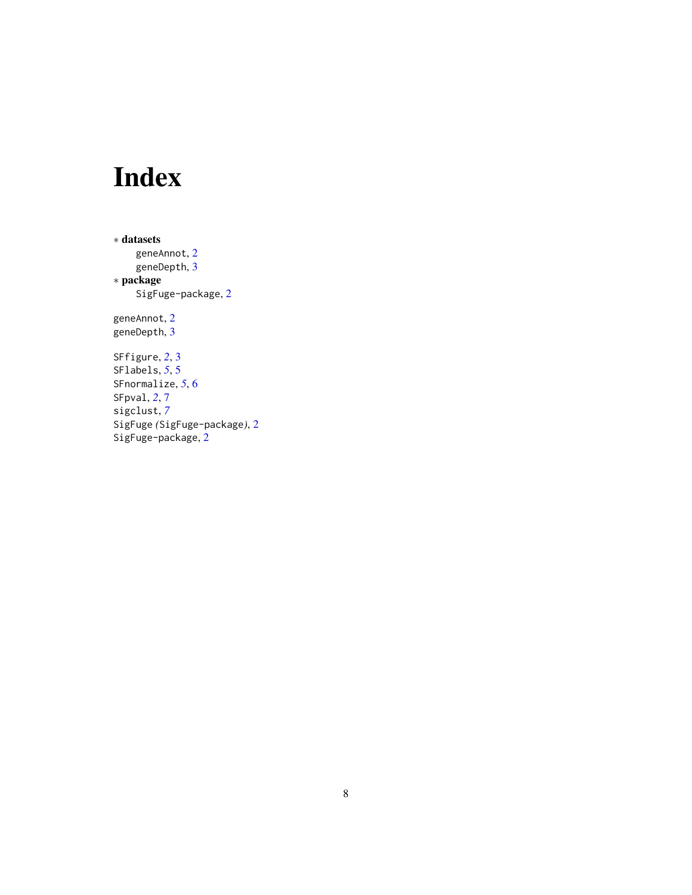# Index

∗ **datasets**
  geneAnnot, 2
  geneDepth, 3

∗ **package**
  SigFuge-package, 2

geneAnnot, 2
geneDepth, 3

SFfigure, *2*, 3
SFlabels, *5*, 5
SFnormalize, *5*, 6
SFpval, *2*, 7
sigclust, *7*
SigFuge *(*SigFuge-package*)*, 2
SigFuge-package, 2